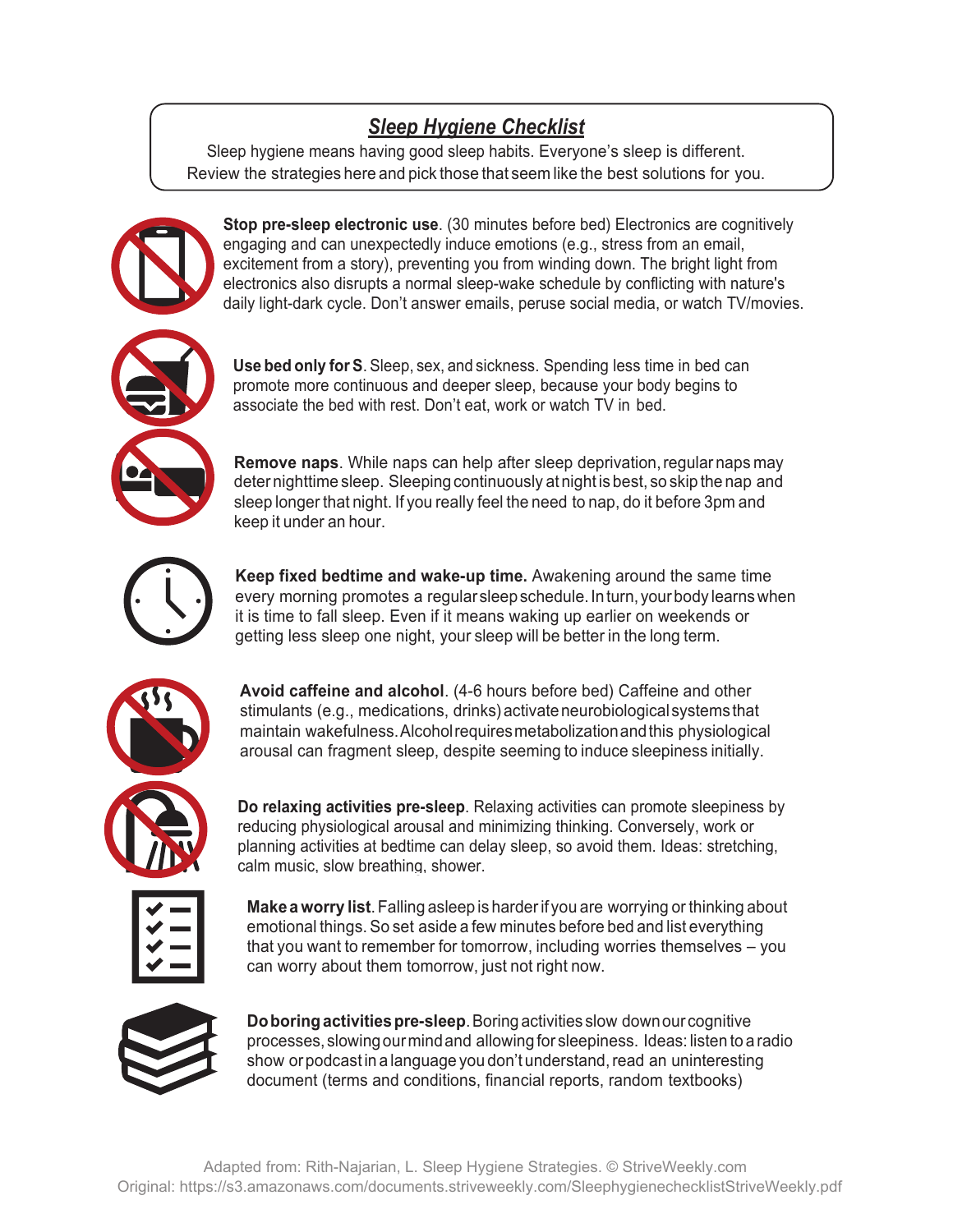# ***Sleep Hygiene Checklist***

Sleep hygiene means having good sleep habits. Everyone's sleep is different. Review the strategies here and pick those that seem like the best solutions for you.

**Stop pre-sleep electronic use**. (30 minutes before bed) Electronics are cognitively engaging and can unexpectedly induce emotions (e.g., stress from an email, excitement from a story), preventing you from winding down. The bright light from electronics also disrupts a normal sleep-wake schedule by conflicting with nature's daily light-dark cycle. Don't answer emails, peruse social media, or watch TV/movies.

**Use bed only for S**. Sleep, sex, and sickness. Spending less time in bed can promote more continuous and deeper sleep, because your body begins to associate the bed with rest. Don't eat, work or watch TV in bed.

**Remove naps**. While naps can help after sleep deprivation, regular naps may deter nighttime sleep. Sleeping continuously at night is best, so skip the nap and sleep longer that night. If you really feel the need to nap, do it before 3pm and keep it under an hour.

**Keep fixed bedtime and wake-up time.** Awakening around the same time every morning promotes a regular sleep schedule. In turn, your body learns when it is time to fall sleep. Even if it means waking up earlier on weekends or getting less sleep one night, your sleep will be better in the long term.

**Avoid caffeine and alcohol**. (4-6 hours before bed) Caffeine and other stimulants (e.g., medications, drinks) activate neurobiological systems that maintain wakefulness. Alcohol requires metabolization and this physiological arousal can fragment sleep, despite seeming to induce sleepiness initially.

**Do relaxing activities pre-sleep**. Relaxing activities can promote sleepiness by reducing physiological arousal and minimizing thinking. Conversely, work or planning activities at bedtime can delay sleep, so avoid them. Ideas: stretching, calm music, slow breathing, shower.

**Make a worry list**. Falling asleep is harder if you are worrying or thinking about emotional things. So set aside a few minutes before bed and list everything that you want to remember for tomorrow, including worries themselves – you can worry about them tomorrow, just not right now.

**Do boring activities pre-sleep**. Boring activities slow down our cognitive processes, slowing our mind and allowing for sleepiness. Ideas: listen to a radio show or podcast in a language you don't understand, read an uninteresting document (terms and conditions, financial reports, random textbooks)

Adapted from: Rith-Najarian, L. Sleep Hygiene Strategies. © StriveWeekly.com
Original: https://s3.amazonaws.com/documents.striveweekly.com/SleephygienechecklistStriveWeekly.pdf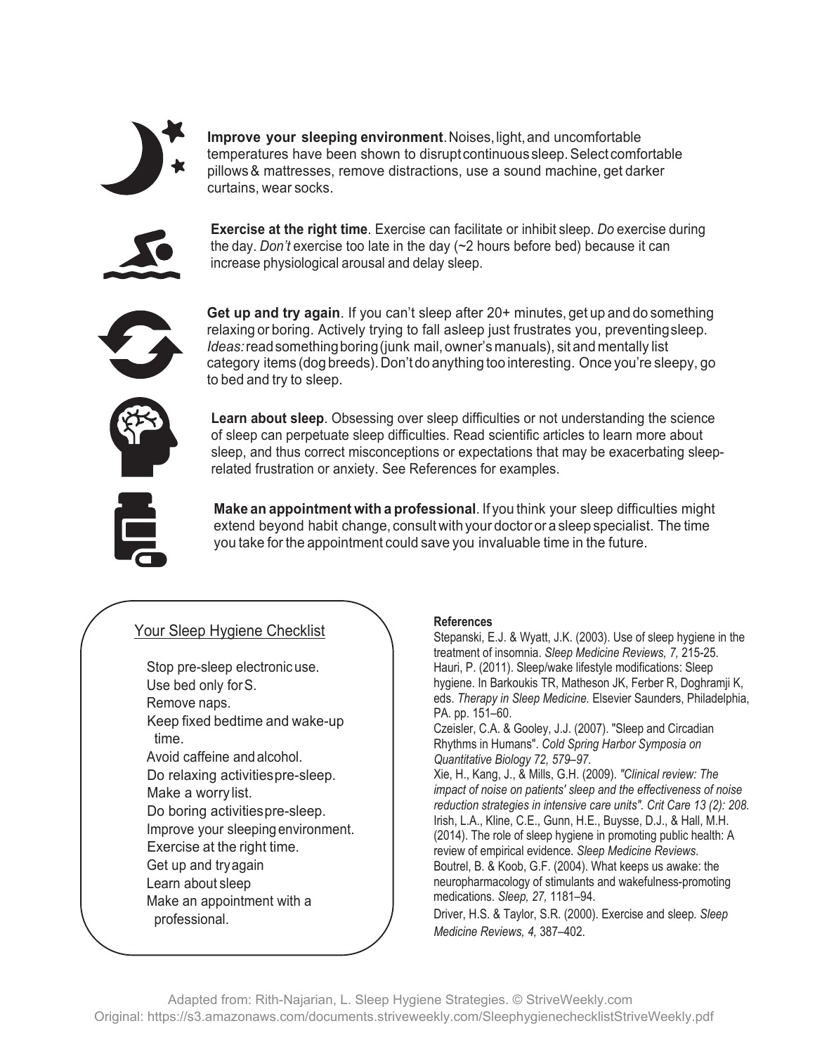**Improve your sleeping environment**. Noises, light, and uncomfortable temperatures have been shown to disrupt continuous sleep. Select comfortable pillows & mattresses, remove distractions, use a sound machine, get darker curtains, wear socks.

**Exercise at the right time**. Exercise can facilitate or inhibit sleep. *Do* exercise during the day. *Don't* exercise too late in the day (~2 hours before bed) because it can increase physiological arousal and delay sleep.

**Get up and try again**. If you can't sleep after 20+ minutes, get up and do something relaxing or boring. Actively trying to fall asleep just frustrates you, preventing sleep. *Ideas:* read something boring (junk mail, owner's manuals), sit and mentally list category items (dog breeds). Don't do anything too interesting. Once you're sleepy, go to bed and try to sleep.

**Learn about sleep**. Obsessing over sleep difficulties or not understanding the science of sleep can perpetuate sleep difficulties. Read scientific articles to learn more about sleep, and thus correct misconceptions or expectations that may be exacerbating sleep-related frustration or anxiety. See References for examples.

**Make an appointment with a professional**. If you think your sleep difficulties might extend beyond habit change, consult with your doctor or a sleep specialist. The time you take for the appointment could save you invaluable time in the future.

## Your Sleep Hygiene Checklist

- Stop pre-sleep electronic use.
- Use bed only for S.
- Remove naps.
- Keep fixed bedtime and wake-up time.
- Avoid caffeine and alcohol.
- Do relaxing activities pre-sleep.
- Make a worry list.
- Do boring activities pre-sleep.
- Improve your sleeping environment.
- Exercise at the right time.
- Get up and try again
- Learn about sleep
- Make an appointment with a professional.

**References**

Stepanski, E.J. & Wyatt, J.K. (2003). Use of sleep hygiene in the treatment of insomnia. *Sleep Medicine Reviews, 7,* 215-25.

Hauri, P. (2011). Sleep/wake lifestyle modifications: Sleep hygiene. In Barkoukis TR, Matheson JK, Ferber R, Doghramji K, eds. *Therapy in Sleep Medicine.* Elsevier Saunders, Philadelphia, PA. pp. 151–60.

Czeisler, C.A. & Gooley, J.J. (2007). "Sleep and Circadian Rhythms in Humans". *Cold Spring Harbor Symposia on Quantitative Biology 72, 579–97.*

Xie, H., Kang, J., & Mills, G.H. (2009). *"Clinical review: The impact of noise on patients' sleep and the effectiveness of noise reduction strategies in intensive care units". Crit Care 13 (2): 208.*

Irish, L.A., Kline, C.E., Gunn, H.E., Buysse, D.J., & Hall, M.H. (2014). The role of sleep hygiene in promoting public health: A review of empirical evidence. *Sleep Medicine Reviews.*

Boutrel, B. & Koob, G.F. (2004). What keeps us awake: the neuropharmacology of stimulants and wakefulness-promoting medications. *Sleep, 27,* 1181–94.

Driver, H.S. & Taylor, S.R. (2000). Exercise and sleep. *Sleep Medicine Reviews, 4,* 387–402.

Adapted from: Rith-Najarian, L. Sleep Hygiene Strategies. © StriveWeekly.com
Original: https://s3.amazonaws.com/documents.striveweekly.com/SleephygienechecklistStriveWeekly.pdf